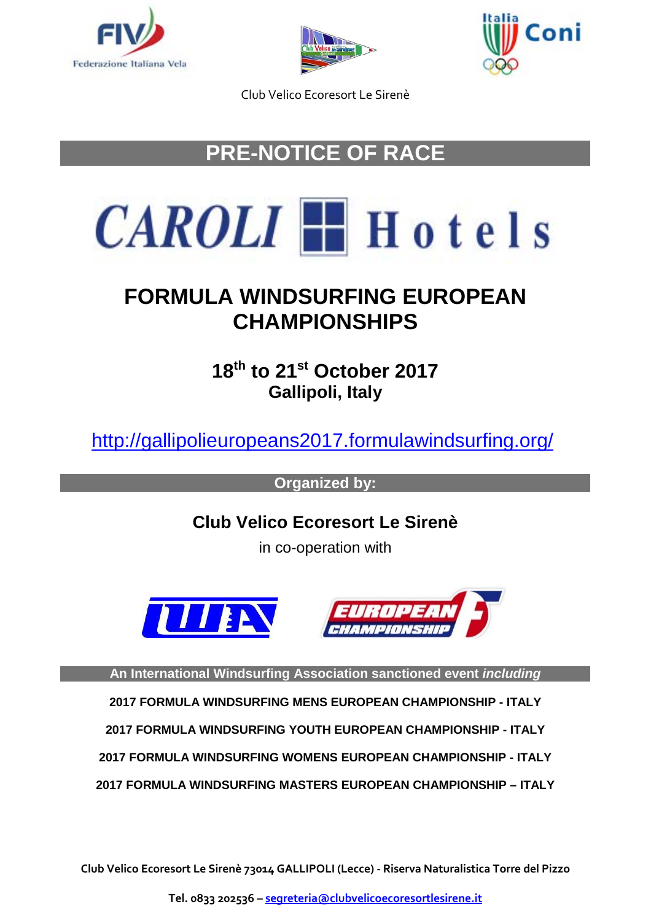Club Velico Ecoresort Le Sirenè

# PRE-NOTICE OF RACE

CAROLI Hotels

# FORMULA WINDSURFING EUROPEAN CHAMPIONSHIPS

## 18th to 21st October 2017
## Gallipoli, Italy

http://gallipolieuropeans2017.formulawindsurfing.org/

**Organized by:**

**Club Velico Ecoresort Le Sirenè**

in co-operation with

**An International Windsurfing Association sanctioned event *including***

**2017 FORMULA WINDSURFING MENS EUROPEAN CHAMPIONSHIP - ITALY**

**2017 FORMULA WINDSURFING YOUTH EUROPEAN CHAMPIONSHIP - ITALY**

**2017 FORMULA WINDSURFING WOMENS EUROPEAN CHAMPIONSHIP - ITALY**

**2017 FORMULA WINDSURFING MASTERS EUROPEAN CHAMPIONSHIP – ITALY**

**Club Velico Ecoresort Le Sirenè 73014 GALLIPOLI (Lecce) - Riserva Naturalistica Torre del Pizzo**

**Tel. 0833 202536 – segreteria@clubvelicoecoresortlesirene.it**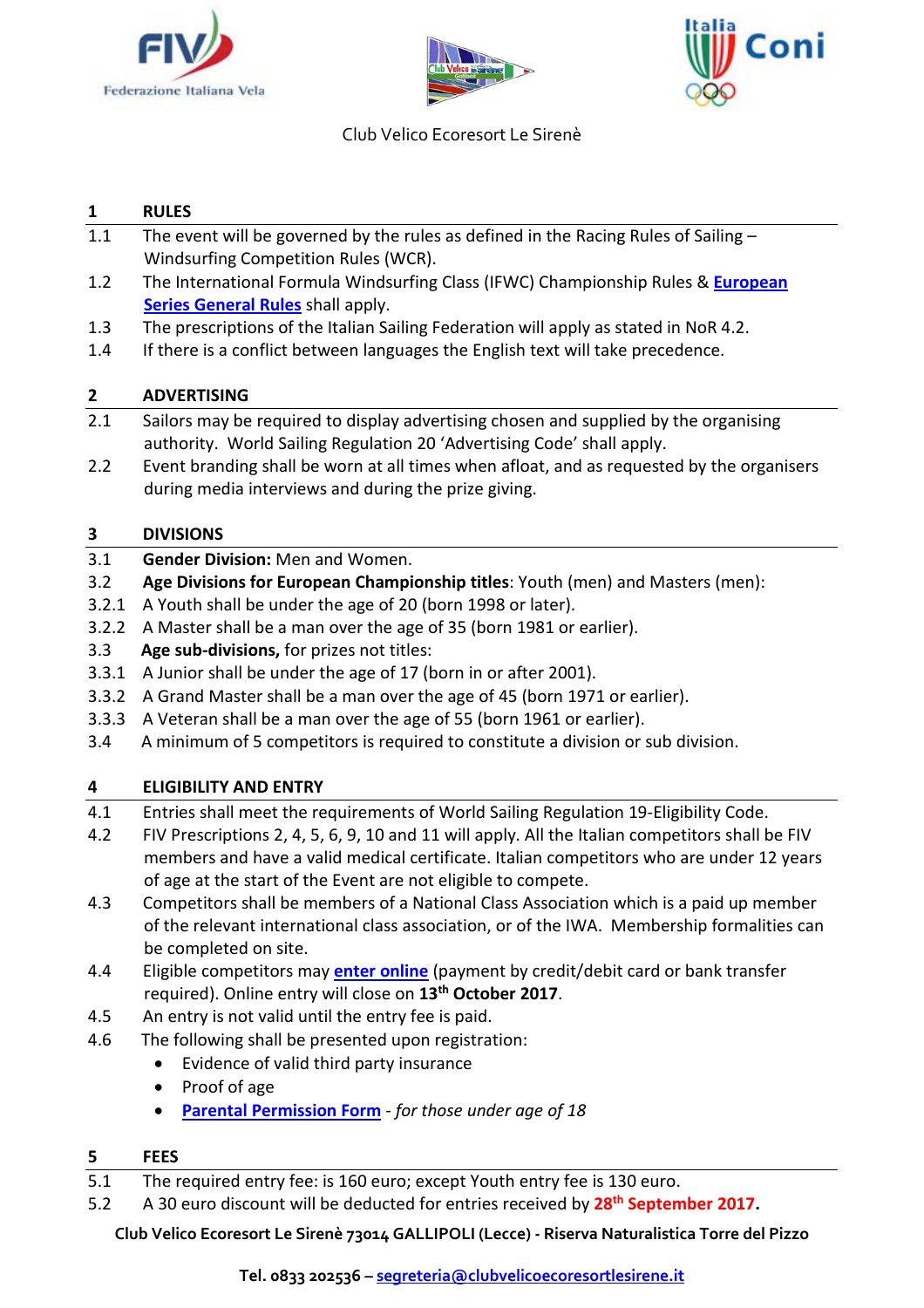Club Velico Ecoresort Le Sirenè

## 1 RULES

1.1 The event will be governed by the rules as defined in the Racing Rules of Sailing – Windsurfing Competition Rules (WCR).

1.2 The International Formula Windsurfing Class (IFWC) Championship Rules & **European Series General Rules** shall apply.

1.3 The prescriptions of the Italian Sailing Federation will apply as stated in NoR 4.2.

1.4 If there is a conflict between languages the English text will take precedence.

## 2 ADVERTISING

2.1 Sailors may be required to display advertising chosen and supplied by the organising authority. World Sailing Regulation 20 'Advertising Code' shall apply.

2.2 Event branding shall be worn at all times when afloat, and as requested by the organisers during media interviews and during the prize giving.

## 3 DIVISIONS

3.1 **Gender Division:** Men and Women.

3.2 **Age Divisions for European Championship titles**: Youth (men) and Masters (men):

3.2.1 A Youth shall be under the age of 20 (born 1998 or later).

3.2.2 A Master shall be a man over the age of 35 (born 1981 or earlier).

3.3 **Age sub-divisions,** for prizes not titles:

3.3.1 A Junior shall be under the age of 17 (born in or after 2001).

3.3.2 A Grand Master shall be a man over the age of 45 (born 1971 or earlier).

3.3.3 A Veteran shall be a man over the age of 55 (born 1961 or earlier).

3.4 A minimum of 5 competitors is required to constitute a division or sub division.

## 4 ELIGIBILITY AND ENTRY

4.1 Entries shall meet the requirements of World Sailing Regulation 19-Eligibility Code.

4.2 FIV Prescriptions 2, 4, 5, 6, 9, 10 and 11 will apply. All the Italian competitors shall be FIV members and have a valid medical certificate. Italian competitors who are under 12 years of age at the start of the Event are not eligible to compete.

4.3 Competitors shall be members of a National Class Association which is a paid up member of the relevant international class association, or of the IWA. Membership formalities can be completed on site.

4.4 Eligible competitors may **enter online** (payment by credit/debit card or bank transfer required). Online entry will close on **13th October 2017**.

4.5 An entry is not valid until the entry fee is paid.

4.6 The following shall be presented upon registration:

- Evidence of valid third party insurance
- Proof of age
- **Parental Permission Form** - *for those under age of 18*

## 5 FEES

5.1 The required entry fee: is 160 euro; except Youth entry fee is 130 euro.

5.2 A 30 euro discount will be deducted for entries received by **28th September 2017.**

**Club Velico Ecoresort Le Sirenè 73014 GALLIPOLI (Lecce) - Riserva Naturalistica Torre del Pizzo**

**Tel. 0833 202536 – segreteria@clubvelicoecoresortlesirene.it**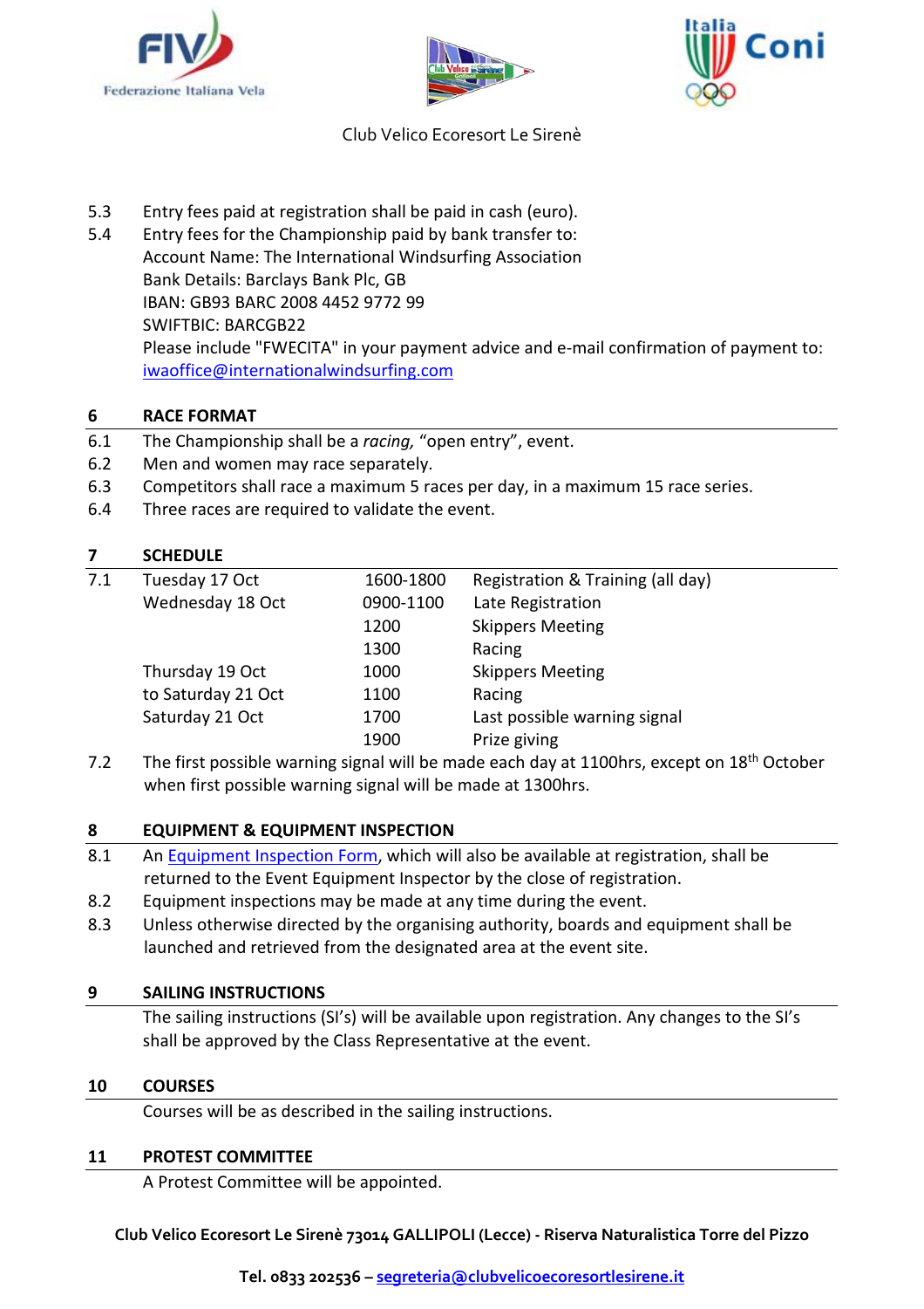Club Velico Ecoresort Le Sirenè

5.3 Entry fees paid at registration shall be paid in cash (euro).

5.4 Entry fees for the Championship paid by bank transfer to:
Account Name: The International Windsurfing Association
Bank Details: Barclays Bank Plc, GB
IBAN: GB93 BARC 2008 4452 9772 99
SWIFTBIC: BARCGB22
Please include "FWECITA" in your payment advice and e-mail confirmation of payment to: iwaoffice@internationalwindsurfing.com

## 6 RACE FORMAT

6.1 The Championship shall be a *racing,* "open entry", event.

6.2 Men and women may race separately.

6.3 Competitors shall race a maximum 5 races per day, in a maximum 15 race series.

6.4 Three races are required to validate the event.

## 7 SCHEDULE

7.1

| | | |
|---|---|---|
| Tuesday 17 Oct | 1600-1800 | Registration & Training (all day) |
| Wednesday 18 Oct | 0900-1100 | Late Registration |
| | 1200 | Skippers Meeting |
| | 1300 | Racing |
| Thursday 19 Oct | 1000 | Skippers Meeting |
| to Saturday 21 Oct | 1100 | Racing |
| Saturday 21 Oct | 1700 | Last possible warning signal |
| | 1900 | Prize giving |

7.2 The first possible warning signal will be made each day at 1100hrs, except on 18th October when first possible warning signal will be made at 1300hrs.

## 8 EQUIPMENT & EQUIPMENT INSPECTION

8.1 An Equipment Inspection Form, which will also be available at registration, shall be returned to the Event Equipment Inspector by the close of registration.

8.2 Equipment inspections may be made at any time during the event.

8.3 Unless otherwise directed by the organising authority, boards and equipment shall be launched and retrieved from the designated area at the event site.

## 9 SAILING INSTRUCTIONS

The sailing instructions (SI's) will be available upon registration. Any changes to the SI's shall be approved by the Class Representative at the event.

## 10 COURSES

Courses will be as described in the sailing instructions.

## 11 PROTEST COMMITTEE

A Protest Committee will be appointed.

**Club Velico Ecoresort Le Sirenè 73014 GALLIPOLI (Lecce) - Riserva Naturalistica Torre del Pizzo**

**Tel. 0833 202536 – segreteria@clubvelicoecoresortlesirene.it**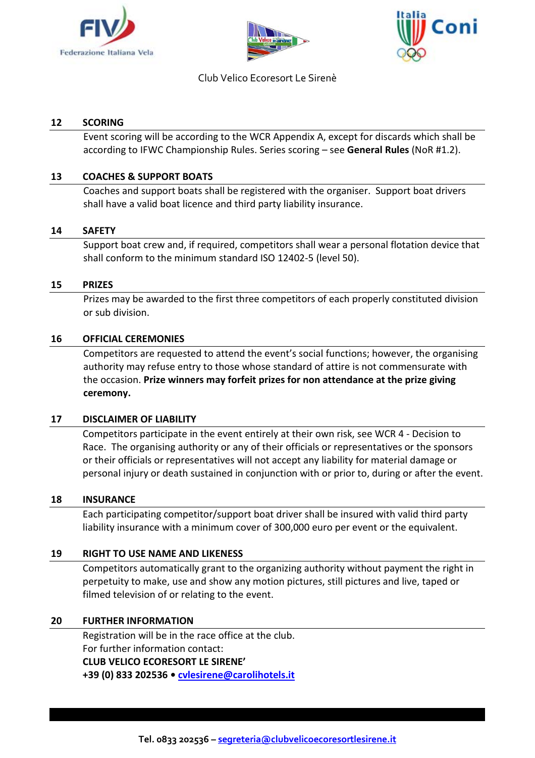## 12 SCORING

Event scoring will be according to the WCR Appendix A, except for discards which shall be according to IFWC Championship Rules. Series scoring – see **General Rules** (NoR #1.2).

## 13 COACHES & SUPPORT BOATS

Coaches and support boats shall be registered with the organiser. Support boat drivers shall have a valid boat licence and third party liability insurance.

## 14 SAFETY

Support boat crew and, if required, competitors shall wear a personal flotation device that shall conform to the minimum standard ISO 12402-5 (level 50).

## 15 PRIZES

Prizes may be awarded to the first three competitors of each properly constituted division or sub division.

## 16 OFFICIAL CEREMONIES

Competitors are requested to attend the event's social functions; however, the organising authority may refuse entry to those whose standard of attire is not commensurate with the occasion. **Prize winners may forfeit prizes for non attendance at the prize giving ceremony.**

## 17 DISCLAIMER OF LIABILITY

Competitors participate in the event entirely at their own risk, see WCR 4 - Decision to Race. The organising authority or any of their officials or representatives or the sponsors or their officials or representatives will not accept any liability for material damage or personal injury or death sustained in conjunction with or prior to, during or after the event.

## 18 INSURANCE

Each participating competitor/support boat driver shall be insured with valid third party liability insurance with a minimum cover of 300,000 euro per event or the equivalent.

## 19 RIGHT TO USE NAME AND LIKENESS

Competitors automatically grant to the organizing authority without payment the right in perpetuity to make, use and show any motion pictures, still pictures and live, taped or filmed television of or relating to the event.

## 20 FURTHER INFORMATION

Registration will be in the race office at the club.
For further information contact:
**CLUB VELICO ECORESORT LE SIRENE'**
**+39 (0) 833 202536 • cvlesirene@carolihotels.it**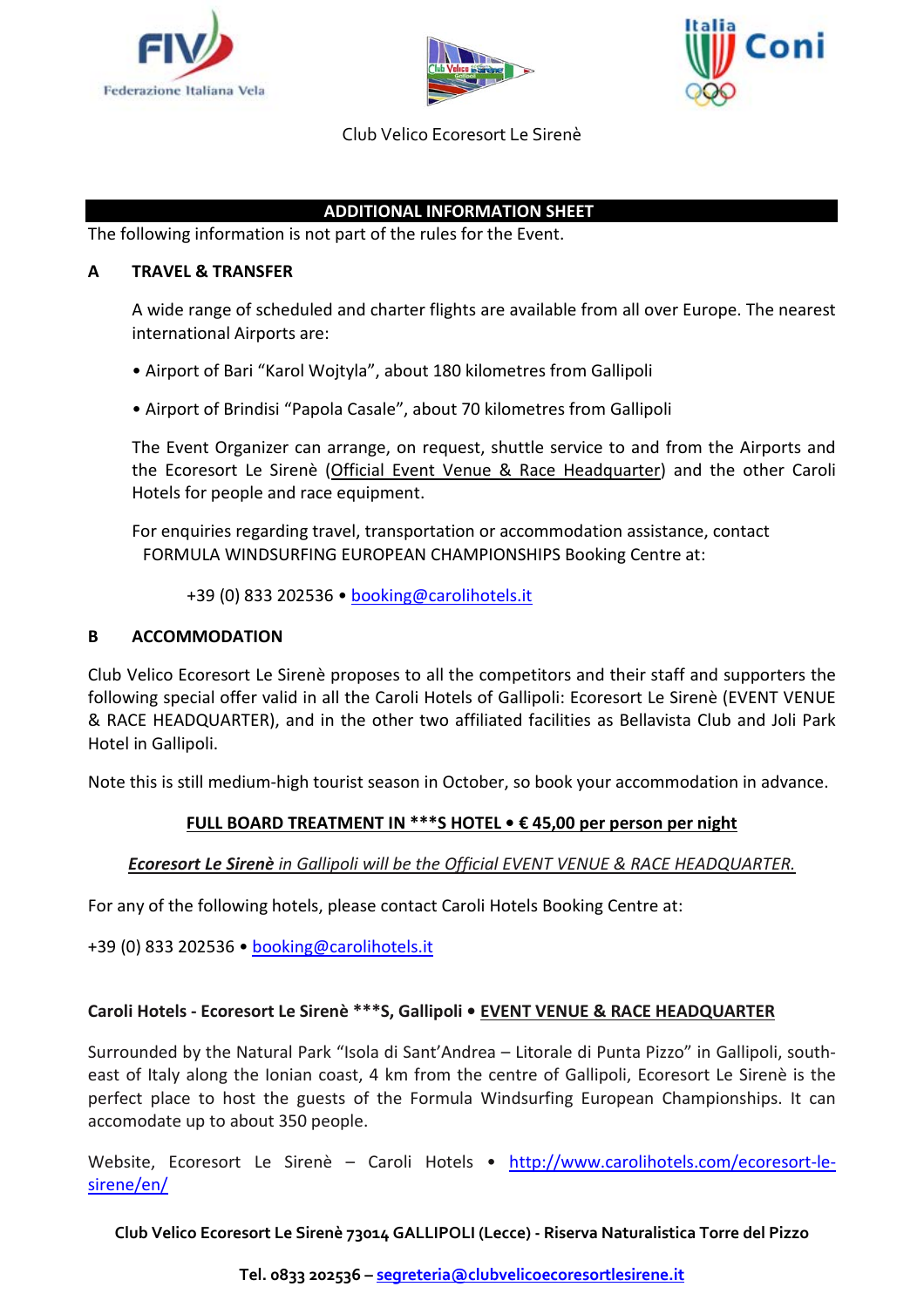Club Velico Ecoresort Le Sirenè

## ADDITIONAL INFORMATION SHEET

The following information is not part of the rules for the Event.

### A TRAVEL & TRANSFER

A wide range of scheduled and charter flights are available from all over Europe. The nearest international Airports are:

- Airport of Bari "Karol Wojtyla", about 180 kilometres from Gallipoli
- Airport of Brindisi "Papola Casale", about 70 kilometres from Gallipoli

The Event Organizer can arrange, on request, shuttle service to and from the Airports and the Ecoresort Le Sirenè (Official Event Venue & Race Headquarter) and the other Caroli Hotels for people and race equipment.

For enquiries regarding travel, transportation or accommodation assistance, contact FORMULA WINDSURFING EUROPEAN CHAMPIONSHIPS Booking Centre at:

+39 (0) 833 202536 • booking@carolihotels.it

### B ACCOMMODATION

Club Velico Ecoresort Le Sirenè proposes to all the competitors and their staff and supporters the following special offer valid in all the Caroli Hotels of Gallipoli: Ecoresort Le Sirenè (EVENT VENUE & RACE HEADQUARTER), and in the other two affiliated facilities as Bellavista Club and Joli Park Hotel in Gallipoli.

Note this is still medium-high tourist season in October, so book your accommodation in advance.

**FULL BOARD TREATMENT IN ***S HOTEL • € 45,00 per person per night**

***Ecoresort Le Sirenè** in Gallipoli will be the Official EVENT VENUE & RACE HEADQUARTER.*

For any of the following hotels, please contact Caroli Hotels Booking Centre at:

+39 (0) 833 202536 • booking@carolihotels.it

**Caroli Hotels - Ecoresort Le Sirenè ***S, Gallipoli • EVENT VENUE & RACE HEADQUARTER**

Surrounded by the Natural Park "Isola di Sant'Andrea – Litorale di Punta Pizzo" in Gallipoli, south-east of Italy along the Ionian coast, 4 km from the centre of Gallipoli, Ecoresort Le Sirenè is the perfect place to host the guests of the Formula Windsurfing European Championships. It can accomodate up to about 350 people.

Website, Ecoresort Le Sirenè – Caroli Hotels • http://www.carolihotels.com/ecoresort-le-sirene/en/

**Club Velico Ecoresort Le Sirenè 73014 GALLIPOLI (Lecce) - Riserva Naturalistica Torre del Pizzo**

**Tel. 0833 202536 – segreteria@clubvelicoecoresortlesirene.it**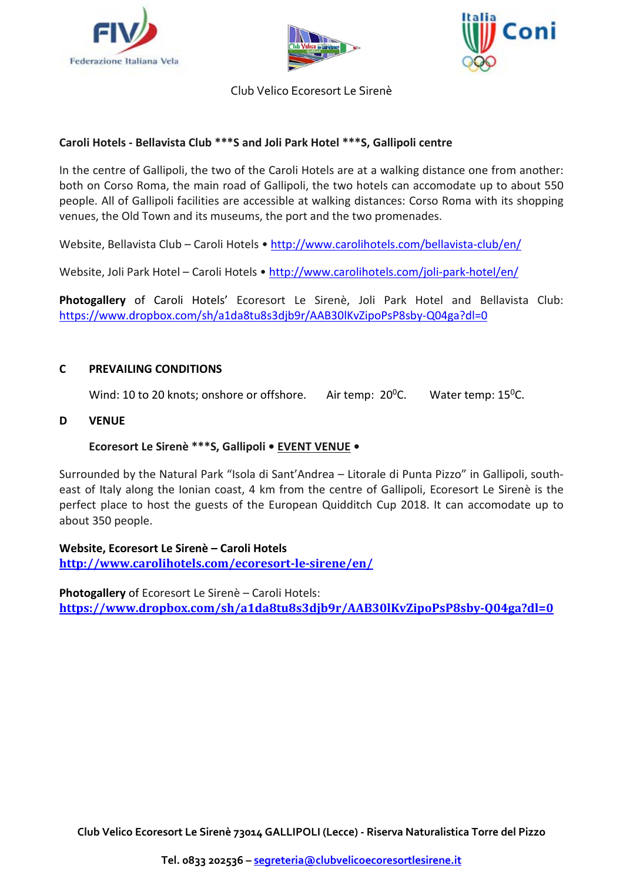Club Velico Ecoresort Le Sirenè

**Caroli Hotels - Bellavista Club ***S and Joli Park Hotel ***S, Gallipoli centre**

In the centre of Gallipoli, the two of the Caroli Hotels are at a walking distance one from another: both on Corso Roma, the main road of Gallipoli, the two hotels can accomodate up to about 550 people. All of Gallipoli facilities are accessible at walking distances: Corso Roma with its shopping venues, the Old Town and its museums, the port and the two promenades.

Website, Bellavista Club – Caroli Hotels • http://www.carolihotels.com/bellavista-club/en/

Website, Joli Park Hotel – Caroli Hotels • http://www.carolihotels.com/joli-park-hotel/en/

**Photogallery** of Caroli Hotels' Ecoresort Le Sirenè, Joli Park Hotel and Bellavista Club: https://www.dropbox.com/sh/a1da8tu8s3djb9r/AAB30lKvZipoPsP8sby-Q04ga?dl=0

## C PREVAILING CONDITIONS

Wind: 10 to 20 knots; onshore or offshore. Air temp: 20$^0$C. Water temp: 15$^0$C.

## D VENUE

**Ecoresort Le Sirenè ***S, Gallipoli • EVENT VENUE •**

Surrounded by the Natural Park "Isola di Sant'Andrea – Litorale di Punta Pizzo" in Gallipoli, south-east of Italy along the Ionian coast, 4 km from the centre of Gallipoli, Ecoresort Le Sirenè is the perfect place to host the guests of the European Quidditch Cup 2018. It can accomodate up to about 350 people.

**Website, Ecoresort Le Sirenè – Caroli Hotels**
**http://www.carolihotels.com/ecoresort-le-sirene/en/**

**Photogallery** of Ecoresort Le Sirenè – Caroli Hotels:
**https://www.dropbox.com/sh/a1da8tu8s3djb9r/AAB30lKvZipoPsP8sby-Q04ga?dl=0**

**Club Velico Ecoresort Le Sirenè 73014 GALLIPOLI (Lecce) - Riserva Naturalistica Torre del Pizzo**

**Tel. 0833 202536 – segreteria@clubvelicoecoresortlesirene.it**